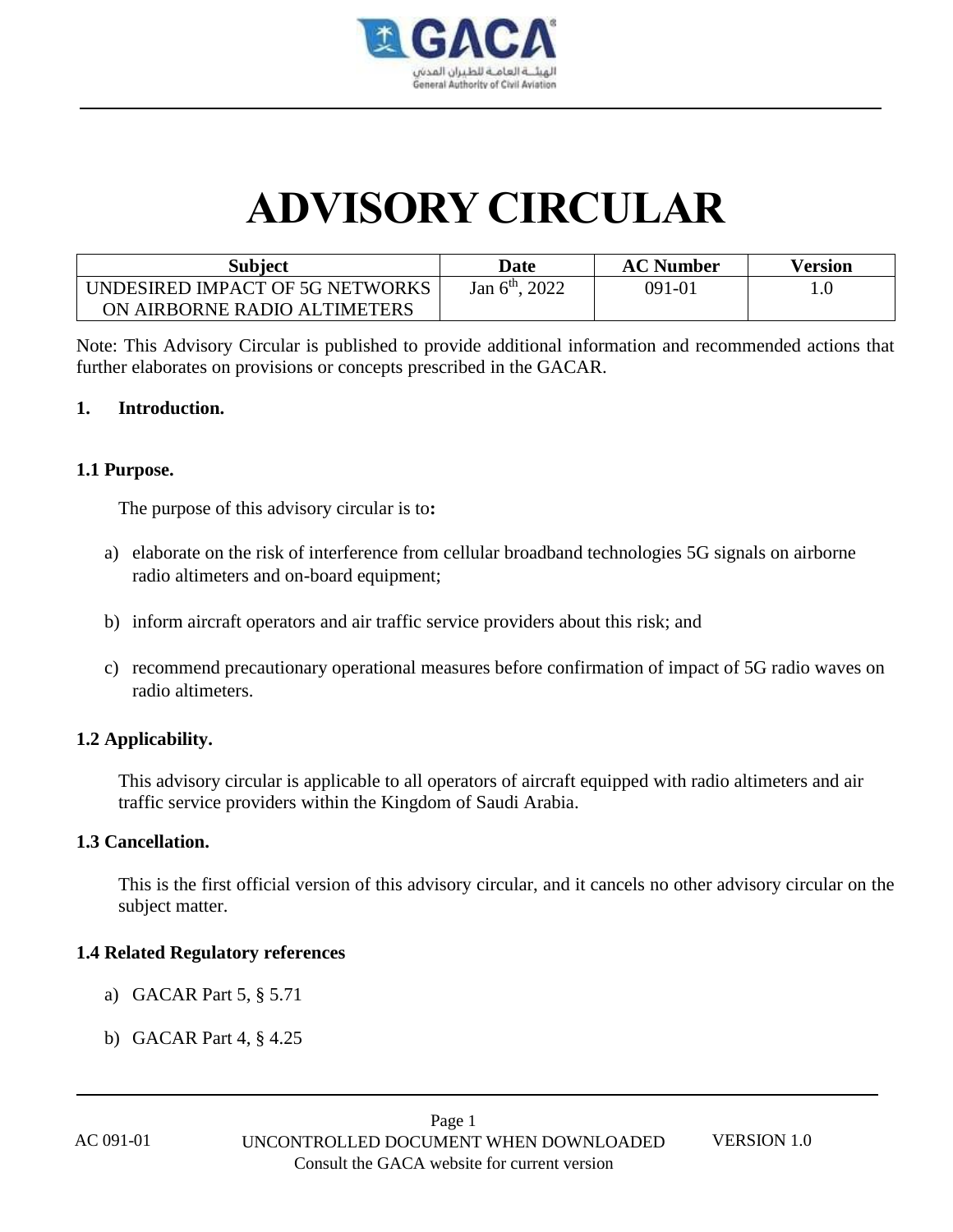# ADVISORY CIRCULAR

| Subject | Date | AC Number | Version |
| --- | --- | --- | --- |
| UNDESIRED IMPACT OF 5G NETWORKS ON AIRBORNE RADIO ALTIMETERS | Jan 6th, 2022 | 091-01 | 1.0 |

Note: This Advisory Circular is published to provide additional information and recommended actions that further elaborates on provisions or concepts prescribed in the GACAR.

## 1. Introduction.

### 1.1 Purpose.

The purpose of this advisory circular is to**:**

a) elaborate on the risk of interference from cellular broadband technologies 5G signals on airborne radio altimeters and on-board equipment;

b) inform aircraft operators and air traffic service providers about this risk; and

c) recommend precautionary operational measures before confirmation of impact of 5G radio waves on radio altimeters.

### 1.2 Applicability.

This advisory circular is applicable to all operators of aircraft equipped with radio altimeters and air traffic service providers within the Kingdom of Saudi Arabia.

### 1.3 Cancellation.

This is the first official version of this advisory circular, and it cancels no other advisory circular on the subject matter.

### 1.4 Related Regulatory references

a) GACAR Part 5, § 5.71

b) GACAR Part 4, § 4.25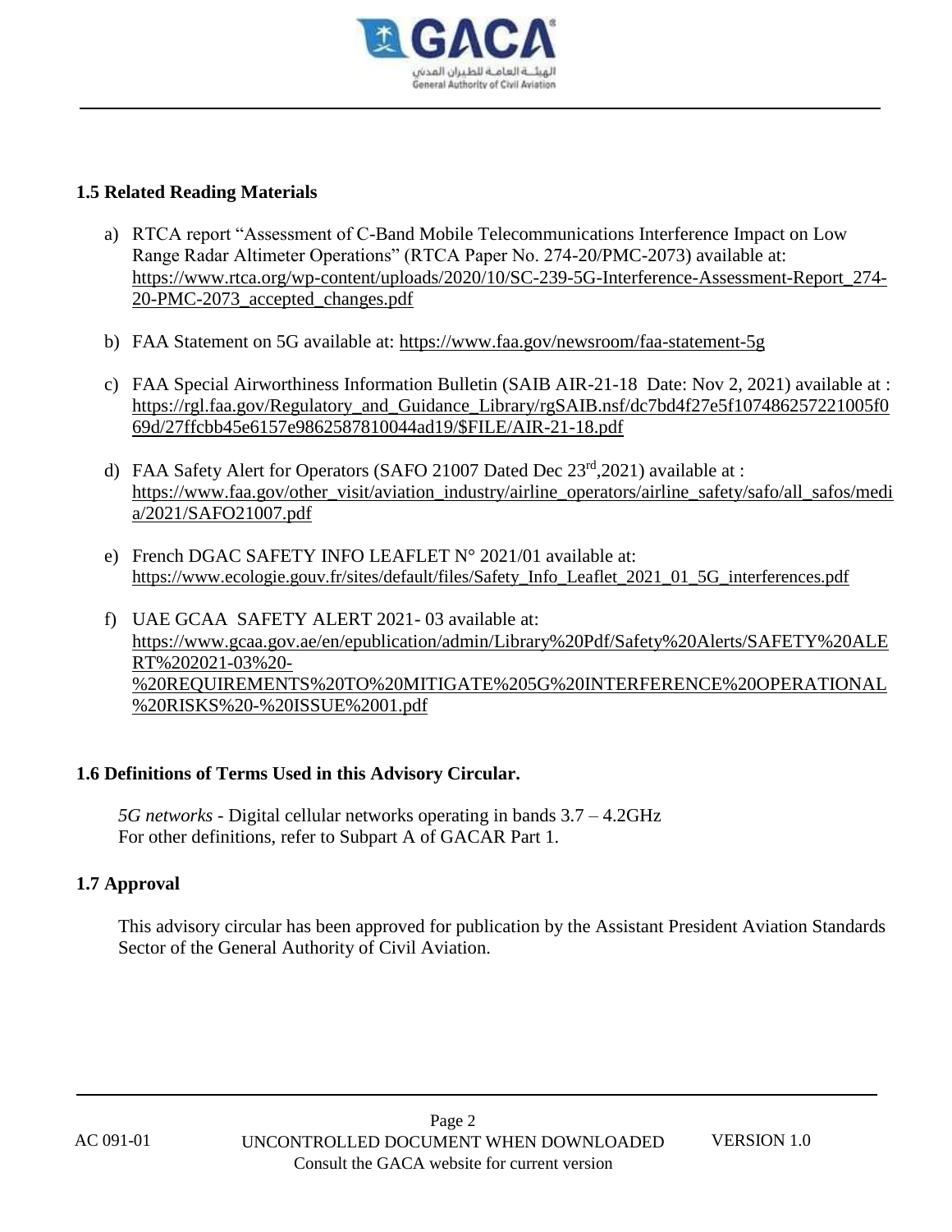### 1.5 Related Reading Materials

a) RTCA report "Assessment of C-Band Mobile Telecommunications Interference Impact on Low Range Radar Altimeter Operations" (RTCA Paper No. 274-20/PMC-2073) available at: https://www.rtca.org/wp-content/uploads/2020/10/SC-239-5G-Interference-Assessment-Report_274-20-PMC-2073_accepted_changes.pdf

b) FAA Statement on 5G available at: https://www.faa.gov/newsroom/faa-statement-5g

c) FAA Special Airworthiness Information Bulletin (SAIB AIR-21-18 Date: Nov 2, 2021) available at : https://rgl.faa.gov/Regulatory_and_Guidance_Library/rgSAIB.nsf/dc7bd4f27e5f107486257221005f069d/27ffcbb45e6157e9862587810044ad19/$FILE/AIR-21-18.pdf

d) FAA Safety Alert for Operators (SAFO 21007 Dated Dec 23rd,2021) available at : https://www.faa.gov/other_visit/aviation_industry/airline_operators/airline_safety/safo/all_safos/media/2021/SAFO21007.pdf

e) French DGAC SAFETY INFO LEAFLET N° 2021/01 available at: https://www.ecologie.gouv.fr/sites/default/files/Safety_Info_Leaflet_2021_01_5G_interferences.pdf

f) UAE GCAA SAFETY ALERT 2021- 03 available at: https://www.gcaa.gov.ae/en/epublication/admin/Library%20Pdf/Safety%20Alerts/SAFETY%20ALERT%202021-03%20-%20REQUIREMENTS%20TO%20MITIGATE%205G%20INTERFERENCE%20OPERATIONAL%20RISKS%20-%20ISSUE%2001.pdf

### 1.6 Definitions of Terms Used in this Advisory Circular.

*5G networks* - Digital cellular networks operating in bands 3.7 – 4.2GHz
For other definitions, refer to Subpart A of GACAR Part 1.

### 1.7 Approval

This advisory circular has been approved for publication by the Assistant President Aviation Standards Sector of the General Authority of Civil Aviation.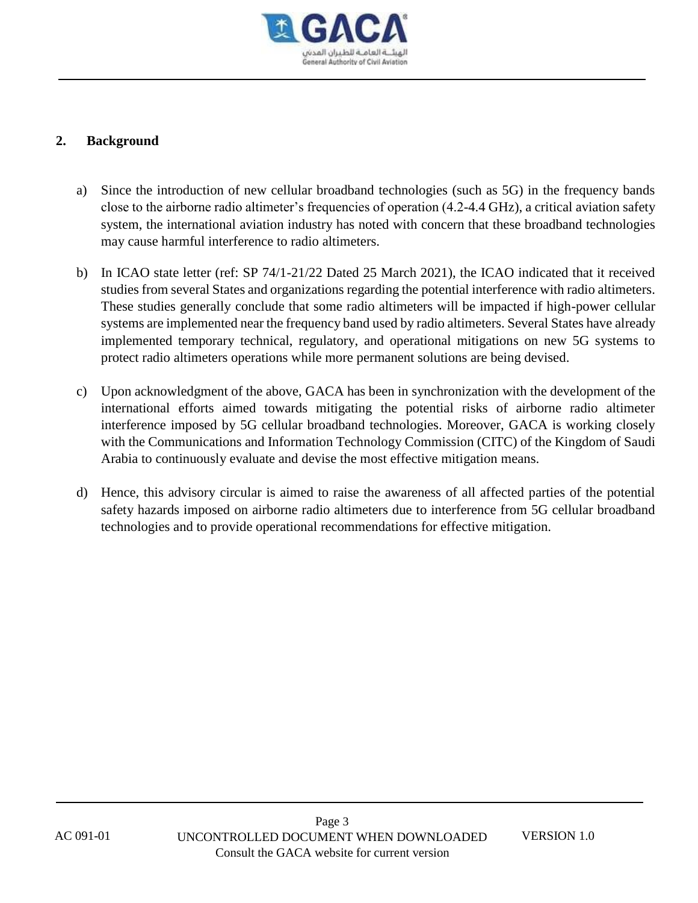## 2. Background

a) Since the introduction of new cellular broadband technologies (such as 5G) in the frequency bands close to the airborne radio altimeter's frequencies of operation (4.2-4.4 GHz), a critical aviation safety system, the international aviation industry has noted with concern that these broadband technologies may cause harmful interference to radio altimeters.

b) In ICAO state letter (ref: SP 74/1-21/22 Dated 25 March 2021), the ICAO indicated that it received studies from several States and organizations regarding the potential interference with radio altimeters. These studies generally conclude that some radio altimeters will be impacted if high-power cellular systems are implemented near the frequency band used by radio altimeters. Several States have already implemented temporary technical, regulatory, and operational mitigations on new 5G systems to protect radio altimeters operations while more permanent solutions are being devised.

c) Upon acknowledgment of the above, GACA has been in synchronization with the development of the international efforts aimed towards mitigating the potential risks of airborne radio altimeter interference imposed by 5G cellular broadband technologies. Moreover, GACA is working closely with the Communications and Information Technology Commission (CITC) of the Kingdom of Saudi Arabia to continuously evaluate and devise the most effective mitigation means.

d) Hence, this advisory circular is aimed to raise the awareness of all affected parties of the potential safety hazards imposed on airborne radio altimeters due to interference from 5G cellular broadband technologies and to provide operational recommendations for effective mitigation.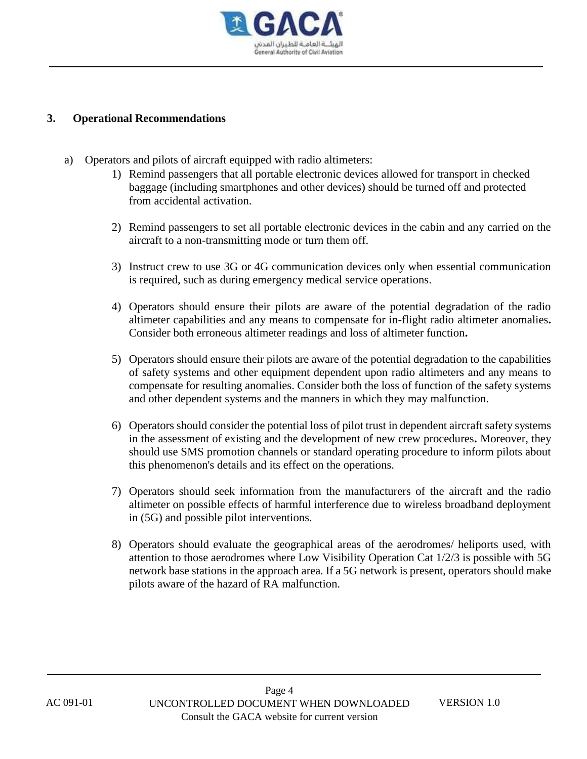## 3. Operational Recommendations

a) Operators and pilots of aircraft equipped with radio altimeters:

1) Remind passengers that all portable electronic devices allowed for transport in checked baggage (including smartphones and other devices) should be turned off and protected from accidental activation.

2) Remind passengers to set all portable electronic devices in the cabin and any carried on the aircraft to a non-transmitting mode or turn them off.

3) Instruct crew to use 3G or 4G communication devices only when essential communication is required, such as during emergency medical service operations.

4) Operators should ensure their pilots are aware of the potential degradation of the radio altimeter capabilities and any means to compensate for in-flight radio altimeter anomalies. Consider both erroneous altimeter readings and loss of altimeter function.

5) Operators should ensure their pilots are aware of the potential degradation to the capabilities of safety systems and other equipment dependent upon radio altimeters and any means to compensate for resulting anomalies. Consider both the loss of function of the safety systems and other dependent systems and the manners in which they may malfunction.

6) Operators should consider the potential loss of pilot trust in dependent aircraft safety systems in the assessment of existing and the development of new crew procedures. Moreover, they should use SMS promotion channels or standard operating procedure to inform pilots about this phenomenon's details and its effect on the operations.

7) Operators should seek information from the manufacturers of the aircraft and the radio altimeter on possible effects of harmful interference due to wireless broadband deployment in (5G) and possible pilot interventions.

8) Operators should evaluate the geographical areas of the aerodromes/ heliports used, with attention to those aerodromes where Low Visibility Operation Cat 1/2/3 is possible with 5G network base stations in the approach area. If a 5G network is present, operators should make pilots aware of the hazard of RA malfunction.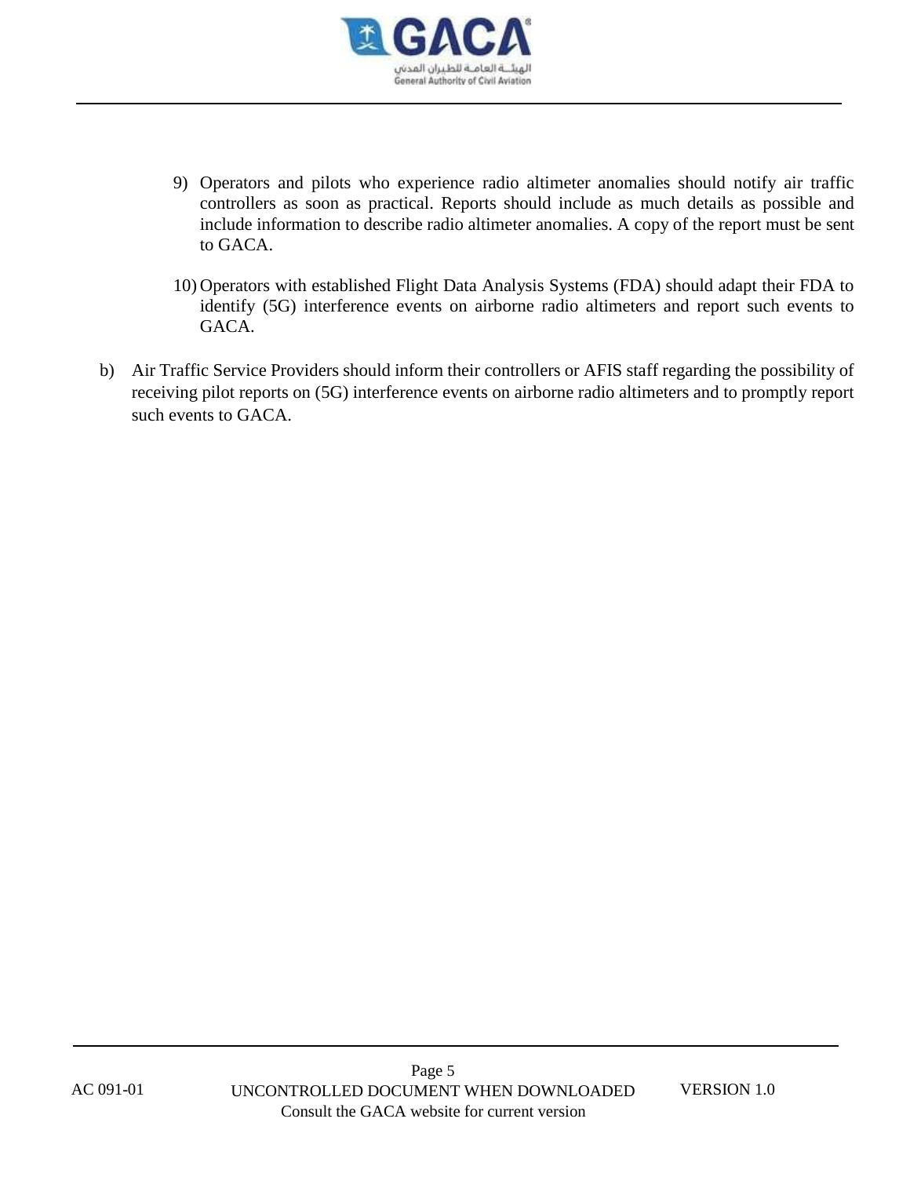9) Operators and pilots who experience radio altimeter anomalies should notify air traffic controllers as soon as practical. Reports should include as much details as possible and include information to describe radio altimeter anomalies. A copy of the report must be sent to GACA.

10) Operators with established Flight Data Analysis Systems (FDA) should adapt their FDA to identify (5G) interference events on airborne radio altimeters and report such events to GACA.

b) Air Traffic Service Providers should inform their controllers or AFIS staff regarding the possibility of receiving pilot reports on (5G) interference events on airborne radio altimeters and to promptly report such events to GACA.